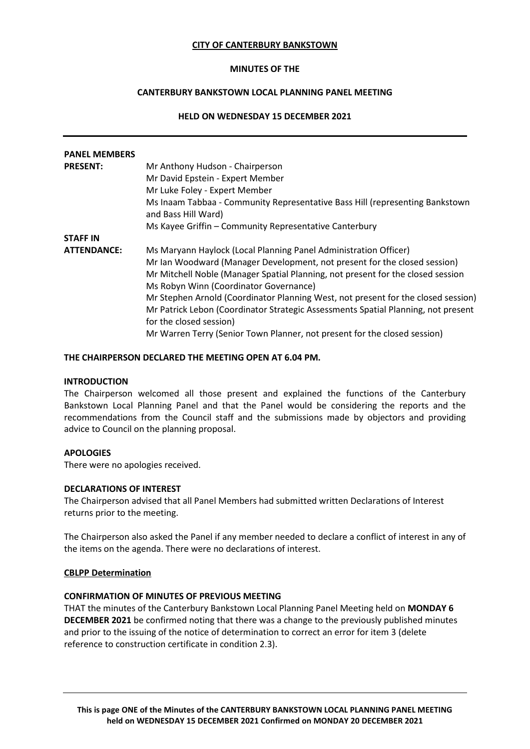**CITY OF CANTERBURY BANKSTOWN**

**MINUTES OF THE**

**CANTERBURY BANKSTOWN LOCAL PLANNING PANEL MEETING**

**HELD ON WEDNESDAY 15 DECEMBER 2021**

---

**PANEL MEMBERS PRESENT:**

Mr Anthony Hudson - Chairperson
Mr David Epstein - Expert Member
Mr Luke Foley - Expert Member
Ms Inaam Tabbaa - Community Representative Bass Hill (representing Bankstown and Bass Hill Ward)
Ms Kayee Griffin – Community Representative Canterbury

**STAFF IN ATTENDANCE:**

Ms Maryann Haylock (Local Planning Panel Administration Officer)
Mr Ian Woodward (Manager Development, not present for the closed session)
Mr Mitchell Noble (Manager Spatial Planning, not present for the closed session
Ms Robyn Winn (Coordinator Governance)
Mr Stephen Arnold (Coordinator Planning West, not present for the closed session)
Mr Patrick Lebon (Coordinator Strategic Assessments Spatial Planning, not present for the closed session)
Mr Warren Terry (Senior Town Planner, not present for the closed session)

**THE CHAIRPERSON DECLARED THE MEETING OPEN AT 6.04 PM.**

**INTRODUCTION**

The Chairperson welcomed all those present and explained the functions of the Canterbury Bankstown Local Planning Panel and that the Panel would be considering the reports and the recommendations from the Council staff and the submissions made by objectors and providing advice to Council on the planning proposal.

**APOLOGIES**

There were no apologies received.

**DECLARATIONS OF INTEREST**

The Chairperson advised that all Panel Members had submitted written Declarations of Interest returns prior to the meeting.

The Chairperson also asked the Panel if any member needed to declare a conflict of interest in any of the items on the agenda. There were no declarations of interest.

**CBLPP Determination**

**CONFIRMATION OF MINUTES OF PREVIOUS MEETING**

THAT the minutes of the Canterbury Bankstown Local Planning Panel Meeting held on **MONDAY 6 DECEMBER 2021** be confirmed noting that there was a change to the previously published minutes and prior to the issuing of the notice of determination to correct an error for item 3 (delete reference to construction certificate in condition 2.3).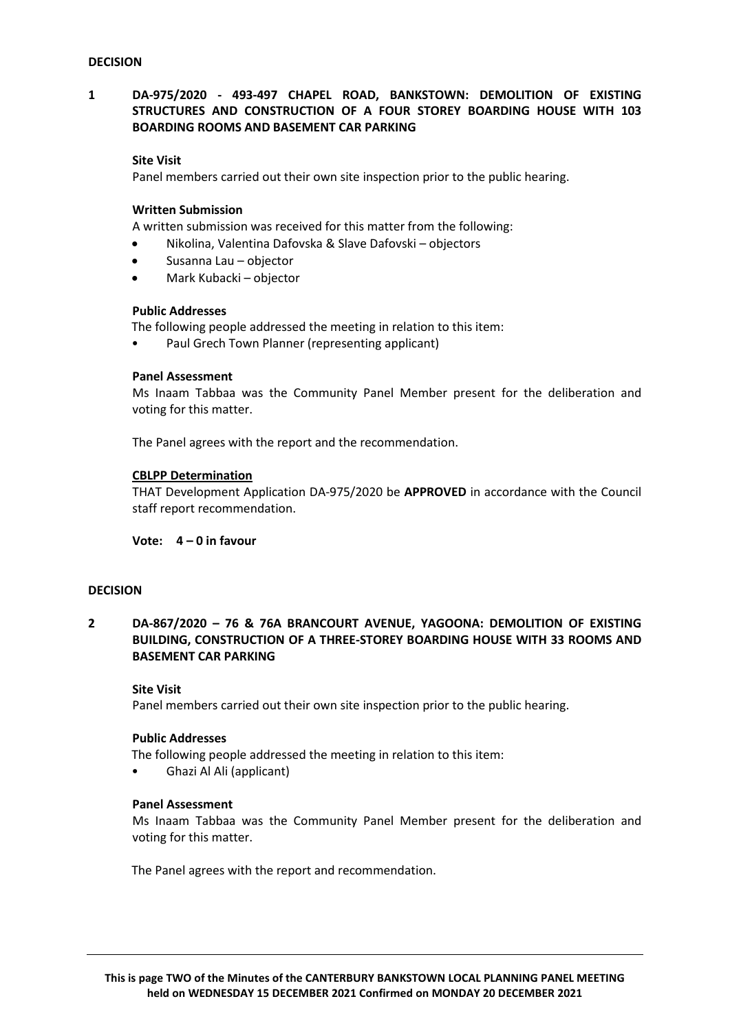**DECISION**

## 1 DA-975/2020 - 493-497 CHAPEL ROAD, BANKSTOWN: DEMOLITION OF EXISTING STRUCTURES AND CONSTRUCTION OF A FOUR STOREY BOARDING HOUSE WITH 103 BOARDING ROOMS AND BASEMENT CAR PARKING

**Site Visit**

Panel members carried out their own site inspection prior to the public hearing.

**Written Submission**

A written submission was received for this matter from the following:

- Nikolina, Valentina Dafovska & Slave Dafovski – objectors
- Susanna Lau – objector
- Mark Kubacki – objector

**Public Addresses**

The following people addressed the meeting in relation to this item:

- Paul Grech Town Planner (representing applicant)

**Panel Assessment**

Ms Inaam Tabbaa was the Community Panel Member present for the deliberation and voting for this matter.

The Panel agrees with the report and the recommendation.

**CBLPP Determination**

THAT Development Application DA-975/2020 be **APPROVED** in accordance with the Council staff report recommendation.

**Vote: 4 – 0 in favour**

**DECISION**

## 2 DA-867/2020 – 76 & 76A BRANCOURT AVENUE, YAGOONA: DEMOLITION OF EXISTING BUILDING, CONSTRUCTION OF A THREE-STOREY BOARDING HOUSE WITH 33 ROOMS AND BASEMENT CAR PARKING

**Site Visit**

Panel members carried out their own site inspection prior to the public hearing.

**Public Addresses**

The following people addressed the meeting in relation to this item:

- Ghazi Al Ali (applicant)

**Panel Assessment**

Ms Inaam Tabbaa was the Community Panel Member present for the deliberation and voting for this matter.

The Panel agrees with the report and recommendation.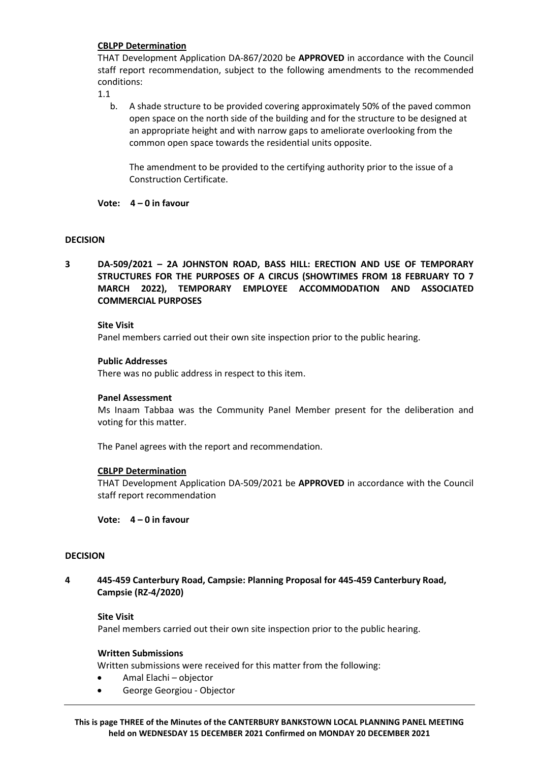**CBLPP Determination**

THAT Development Application DA-867/2020 be **APPROVED** in accordance with the Council staff report recommendation, subject to the following amendments to the recommended conditions:

1.1

b. A shade structure to be provided covering approximately 50% of the paved common open space on the north side of the building and for the structure to be designed at an appropriate height and with narrow gaps to ameliorate overlooking from the common open space towards the residential units opposite.

   The amendment to be provided to the certifying authority prior to the issue of a Construction Certificate.

**Vote: 4 – 0 in favour**

**DECISION**

**3 DA-509/2021 – 2A JOHNSTON ROAD, BASS HILL: ERECTION AND USE OF TEMPORARY STRUCTURES FOR THE PURPOSES OF A CIRCUS (SHOWTIMES FROM 18 FEBRUARY TO 7 MARCH 2022), TEMPORARY EMPLOYEE ACCOMMODATION AND ASSOCIATED COMMERCIAL PURPOSES**

**Site Visit**

Panel members carried out their own site inspection prior to the public hearing.

**Public Addresses**

There was no public address in respect to this item.

**Panel Assessment**

Ms Inaam Tabbaa was the Community Panel Member present for the deliberation and voting for this matter.

The Panel agrees with the report and recommendation.

**CBLPP Determination**

THAT Development Application DA-509/2021 be **APPROVED** in accordance with the Council staff report recommendation

**Vote: 4 – 0 in favour**

**DECISION**

**4 445-459 Canterbury Road, Campsie: Planning Proposal for 445-459 Canterbury Road, Campsie (RZ-4/2020)**

**Site Visit**

Panel members carried out their own site inspection prior to the public hearing.

**Written Submissions**

Written submissions were received for this matter from the following:

- Amal Elachi – objector
- George Georgiou - Objector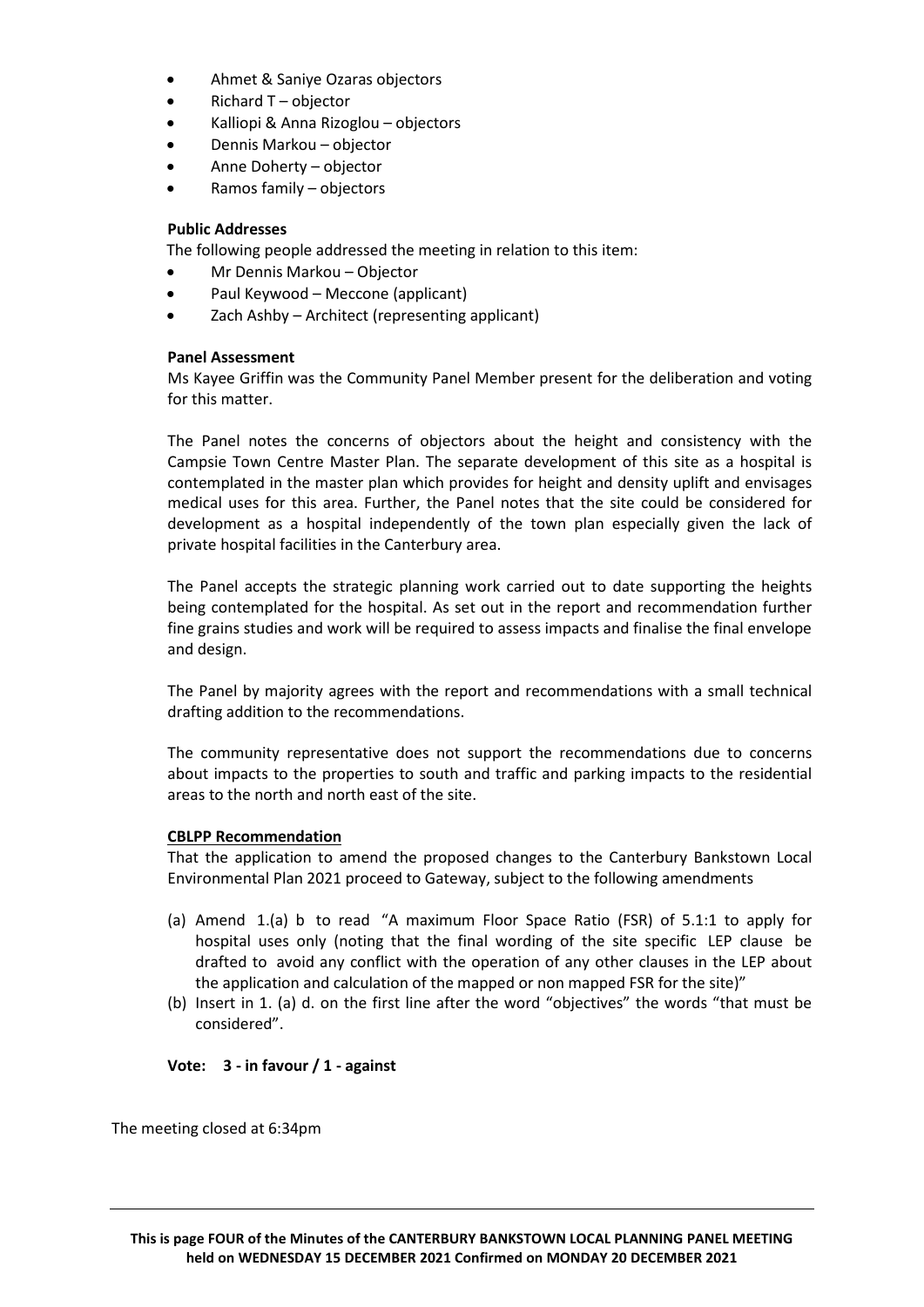- Ahmet & Saniye Ozaras objectors
- Richard T – objector
- Kalliopi & Anna Rizoglou – objectors
- Dennis Markou – objector
- Anne Doherty – objector
- Ramos family – objectors

**Public Addresses**

The following people addressed the meeting in relation to this item:

- Mr Dennis Markou – Objector
- Paul Keywood – Meccone (applicant)
- Zach Ashby – Architect (representing applicant)

**Panel Assessment**

Ms Kayee Griffin was the Community Panel Member present for the deliberation and voting for this matter.

The Panel notes the concerns of objectors about the height and consistency with the Campsie Town Centre Master Plan. The separate development of this site as a hospital is contemplated in the master plan which provides for height and density uplift and envisages medical uses for this area. Further, the Panel notes that the site could be considered for development as a hospital independently of the town plan especially given the lack of private hospital facilities in the Canterbury area.

The Panel accepts the strategic planning work carried out to date supporting the heights being contemplated for the hospital. As set out in the report and recommendation further fine grains studies and work will be required to assess impacts and finalise the final envelope and design.

The Panel by majority agrees with the report and recommendations with a small technical drafting addition to the recommendations.

The community representative does not support the recommendations due to concerns about impacts to the properties to south and traffic and parking impacts to the residential areas to the north and north east of the site.

**CBLPP Recommendation**

That the application to amend the proposed changes to the Canterbury Bankstown Local Environmental Plan 2021 proceed to Gateway, subject to the following amendments

(a) Amend 1.(a) b to read "A maximum Floor Space Ratio (FSR) of 5.1:1 to apply for hospital uses only (noting that the final wording of the site specific LEP clause be drafted to avoid any conflict with the operation of any other clauses in the LEP about the application and calculation of the mapped or non mapped FSR for the site)"

(b) Insert in 1. (a) d. on the first line after the word "objectives" the words "that must be considered".

**Vote: 3 - in favour / 1 - against**

The meeting closed at 6:34pm